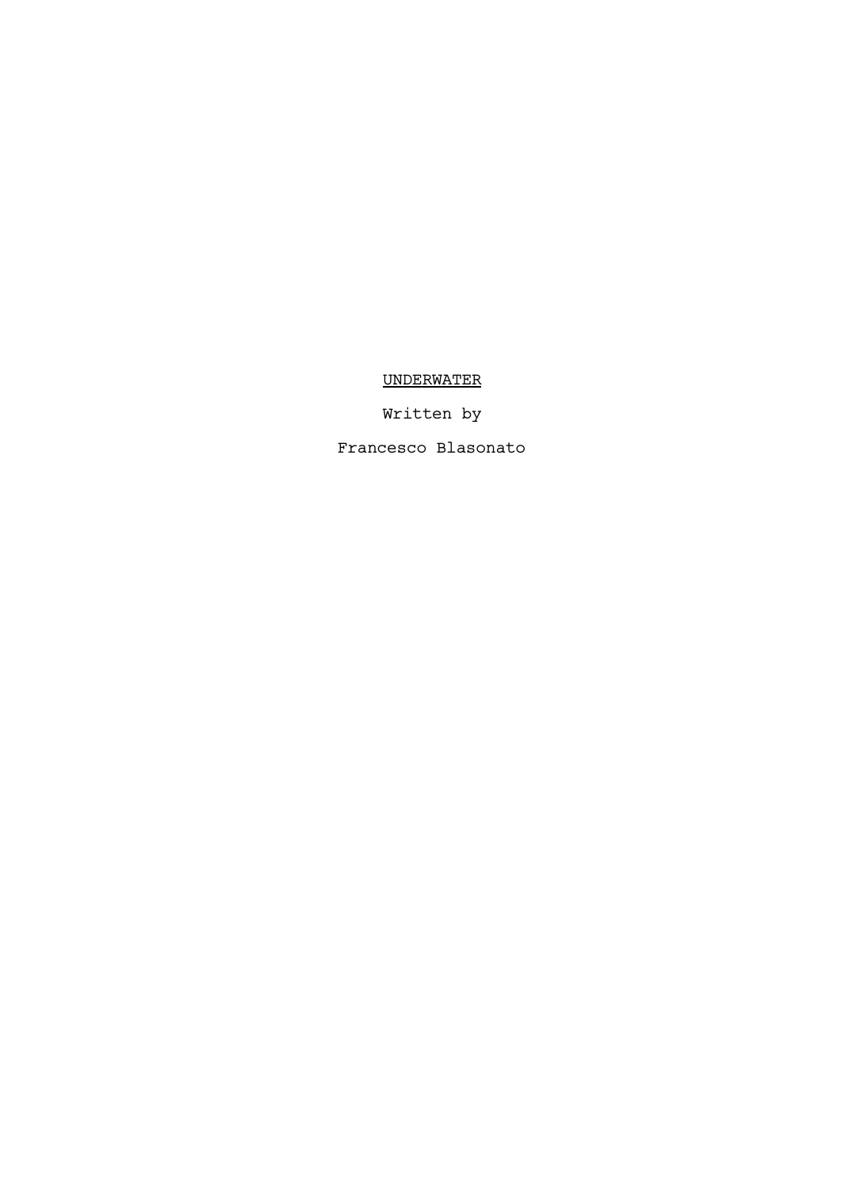# UNDERWATER

Written by

Francesco Blasonato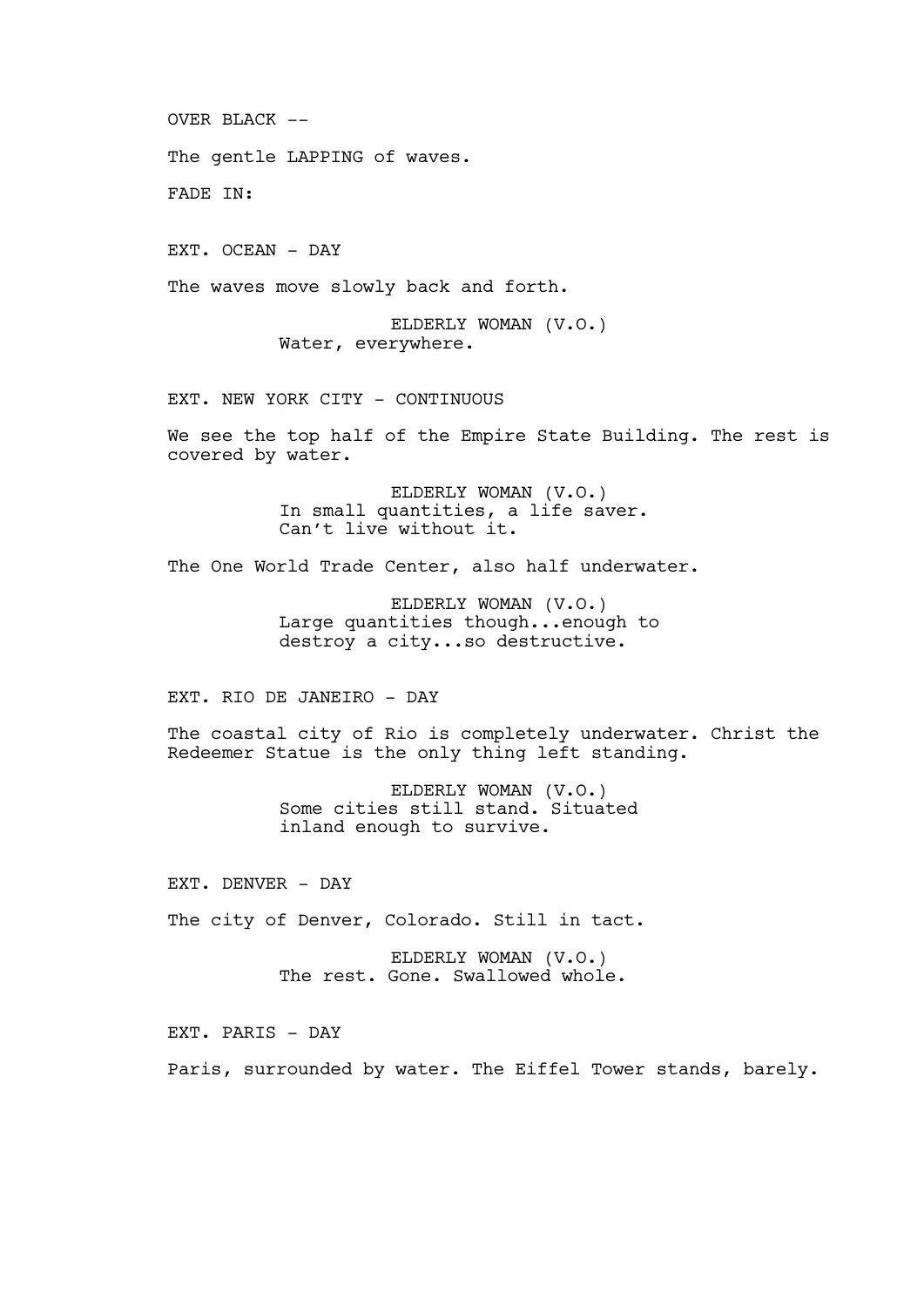OVER BLACK --

The gentle LAPPING of waves.

FADE IN:

EXT. OCEAN - DAY

The waves move slowly back and forth.

ELDERLY WOMAN (V.O.)
Water, everywhere.

EXT. NEW YORK CITY - CONTINUOUS

We see the top half of the Empire State Building. The rest is covered by water.

ELDERLY WOMAN (V.O.)
In small quantities, a life saver. Can't live without it.

The One World Trade Center, also half underwater.

ELDERLY WOMAN (V.O.)
Large quantities though...enough to destroy a city...so destructive.

EXT. RIO DE JANEIRO - DAY

The coastal city of Rio is completely underwater. Christ the Redeemer Statue is the only thing left standing.

ELDERLY WOMAN (V.O.)
Some cities still stand. Situated inland enough to survive.

EXT. DENVER - DAY

The city of Denver, Colorado. Still in tact.

ELDERLY WOMAN (V.O.)
The rest. Gone. Swallowed whole.

EXT. PARIS - DAY

Paris, surrounded by water. The Eiffel Tower stands, barely.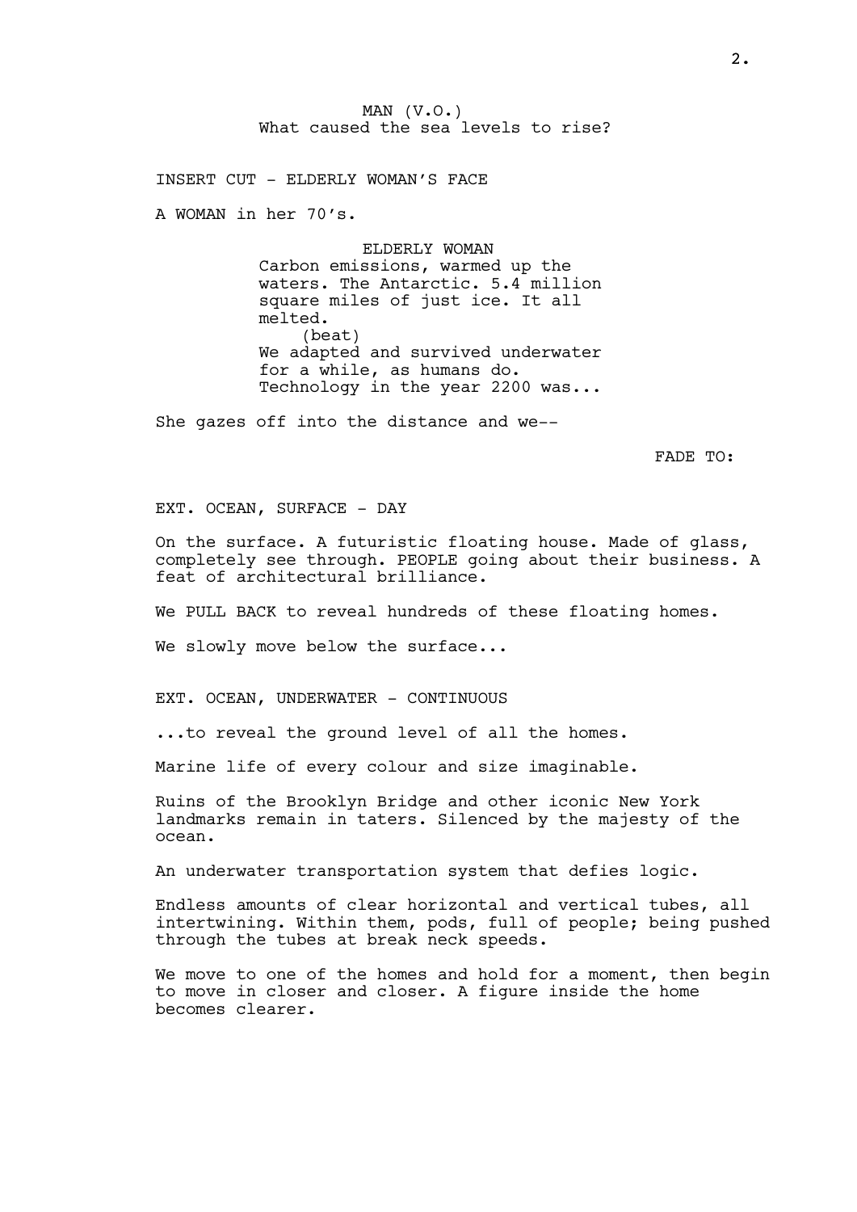MAN (V.O.)
What caused the sea levels to rise?

INSERT CUT - ELDERLY WOMAN'S FACE

A WOMAN in her 70's.

ELDERLY WOMAN
Carbon emissions, warmed up the waters. The Antarctic. 5.4 million square miles of just ice. It all melted.
(beat)
We adapted and survived underwater for a while, as humans do. Technology in the year 2200 was...

She gazes off into the distance and we--

FADE TO:

EXT. OCEAN, SURFACE - DAY

On the surface. A futuristic floating house. Made of glass, completely see through. PEOPLE going about their business. A feat of architectural brilliance.

We PULL BACK to reveal hundreds of these floating homes.

We slowly move below the surface...

EXT. OCEAN, UNDERWATER - CONTINUOUS

...to reveal the ground level of all the homes.

Marine life of every colour and size imaginable.

Ruins of the Brooklyn Bridge and other iconic New York landmarks remain in taters. Silenced by the majesty of the ocean.

An underwater transportation system that defies logic.

Endless amounts of clear horizontal and vertical tubes, all intertwining. Within them, pods, full of people; being pushed through the tubes at break neck speeds.

We move to one of the homes and hold for a moment, then begin to move in closer and closer. A figure inside the home becomes clearer.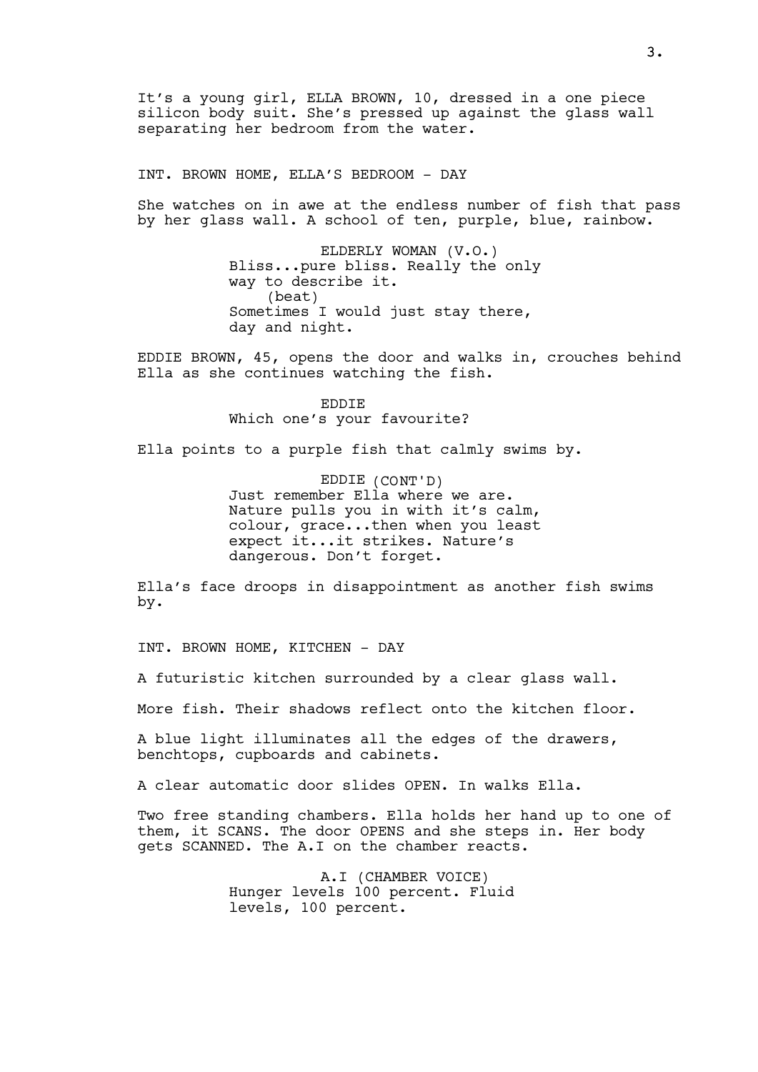It's a young girl, ELLA BROWN, 10, dressed in a one piece silicon body suit. She's pressed up against the glass wall separating her bedroom from the water.

INT. BROWN HOME, ELLA'S BEDROOM - DAY

She watches on in awe at the endless number of fish that pass by her glass wall. A school of ten, purple, blue, rainbow.

ELDERLY WOMAN (V.O.)
Bliss...pure bliss. Really the only way to describe it.
(beat)
Sometimes I would just stay there, day and night.

EDDIE BROWN, 45, opens the door and walks in, crouches behind Ella as she continues watching the fish.

EDDIE
Which one's your favourite?

Ella points to a purple fish that calmly swims by.

EDDIE (CONT'D)
Just remember Ella where we are. Nature pulls you in with it's calm, colour, grace...then when you least expect it...it strikes. Nature's dangerous. Don't forget.

Ella's face droops in disappointment as another fish swims by.

INT. BROWN HOME, KITCHEN - DAY

A futuristic kitchen surrounded by a clear glass wall.

More fish. Their shadows reflect onto the kitchen floor.

A blue light illuminates all the edges of the drawers, benchtops, cupboards and cabinets.

A clear automatic door slides OPEN. In walks Ella.

Two free standing chambers. Ella holds her hand up to one of them, it SCANS. The door OPENS and she steps in. Her body gets SCANNED. The A.I on the chamber reacts.

A.I (CHAMBER VOICE)
Hunger levels 100 percent. Fluid levels, 100 percent.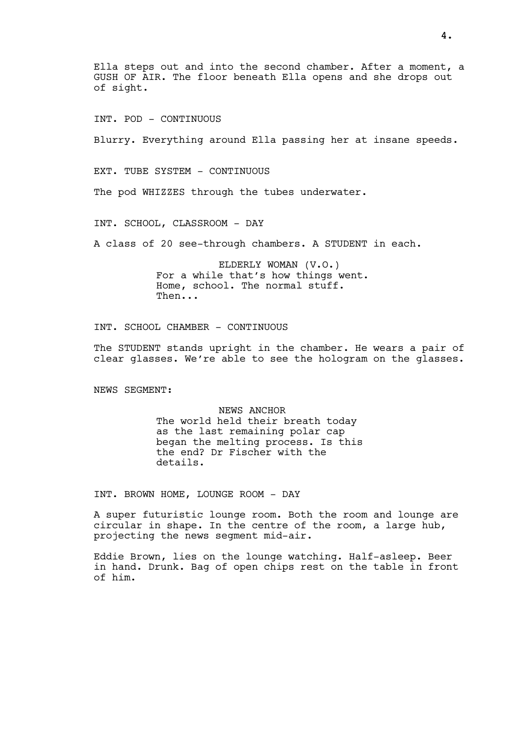Ella steps out and into the second chamber. After a moment, a GUSH OF AIR. The floor beneath Ella opens and she drops out of sight.

INT. POD - CONTINUOUS

Blurry. Everything around Ella passing her at insane speeds.

EXT. TUBE SYSTEM - CONTINUOUS

The pod WHIZZES through the tubes underwater.

INT. SCHOOL, CLASSROOM - DAY

A class of 20 see-through chambers. A STUDENT in each.

ELDERLY WOMAN (V.O.)
For a while that's how things went.
Home, school. The normal stuff.
Then...

INT. SCHOOL CHAMBER - CONTINUOUS

The STUDENT stands upright in the chamber. He wears a pair of clear glasses. We're able to see the hologram on the glasses.

NEWS SEGMENT:

NEWS ANCHOR
The world held their breath today as the last remaining polar cap began the melting process. Is this the end? Dr Fischer with the details.

INT. BROWN HOME, LOUNGE ROOM - DAY

A super futuristic lounge room. Both the room and lounge are circular in shape. In the centre of the room, a large hub, projecting the news segment mid-air.

Eddie Brown, lies on the lounge watching. Half-asleep. Beer in hand. Drunk. Bag of open chips rest on the table in front of him.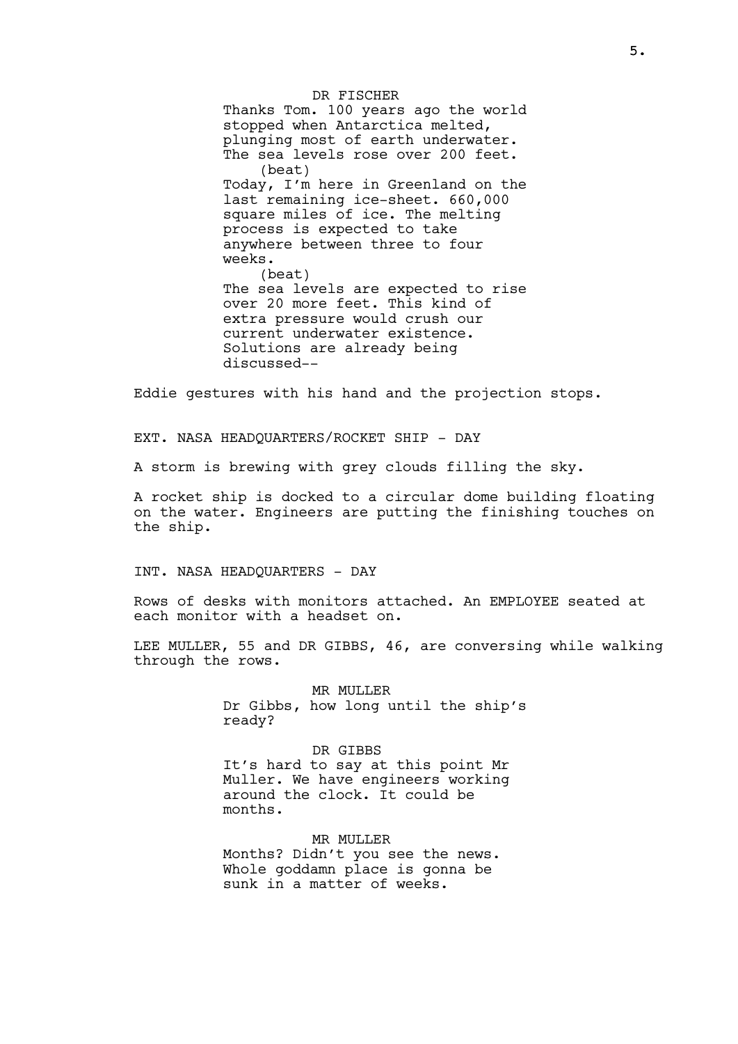DR FISCHER

Thanks Tom. 100 years ago the world stopped when Antarctica melted, plunging most of earth underwater. The sea levels rose over 200 feet.

(beat)

Today, I'm here in Greenland on the last remaining ice-sheet. 660,000 square miles of ice. The melting process is expected to take anywhere between three to four weeks.

(beat)

The sea levels are expected to rise over 20 more feet. This kind of extra pressure would crush our current underwater existence. Solutions are already being discussed--

Eddie gestures with his hand and the projection stops.

EXT. NASA HEADQUARTERS/ROCKET SHIP - DAY

A storm is brewing with grey clouds filling the sky.

A rocket ship is docked to a circular dome building floating on the water. Engineers are putting the finishing touches on the ship.

INT. NASA HEADQUARTERS - DAY

Rows of desks with monitors attached. An EMPLOYEE seated at each monitor with a headset on.

LEE MULLER, 55 and DR GIBBS, 46, are conversing while walking through the rows.

MR MULLER

Dr Gibbs, how long until the ship's ready?

DR GIBBS

It's hard to say at this point Mr Muller. We have engineers working around the clock. It could be months.

MR MULLER

Months? Didn't you see the news. Whole goddamn place is gonna be sunk in a matter of weeks.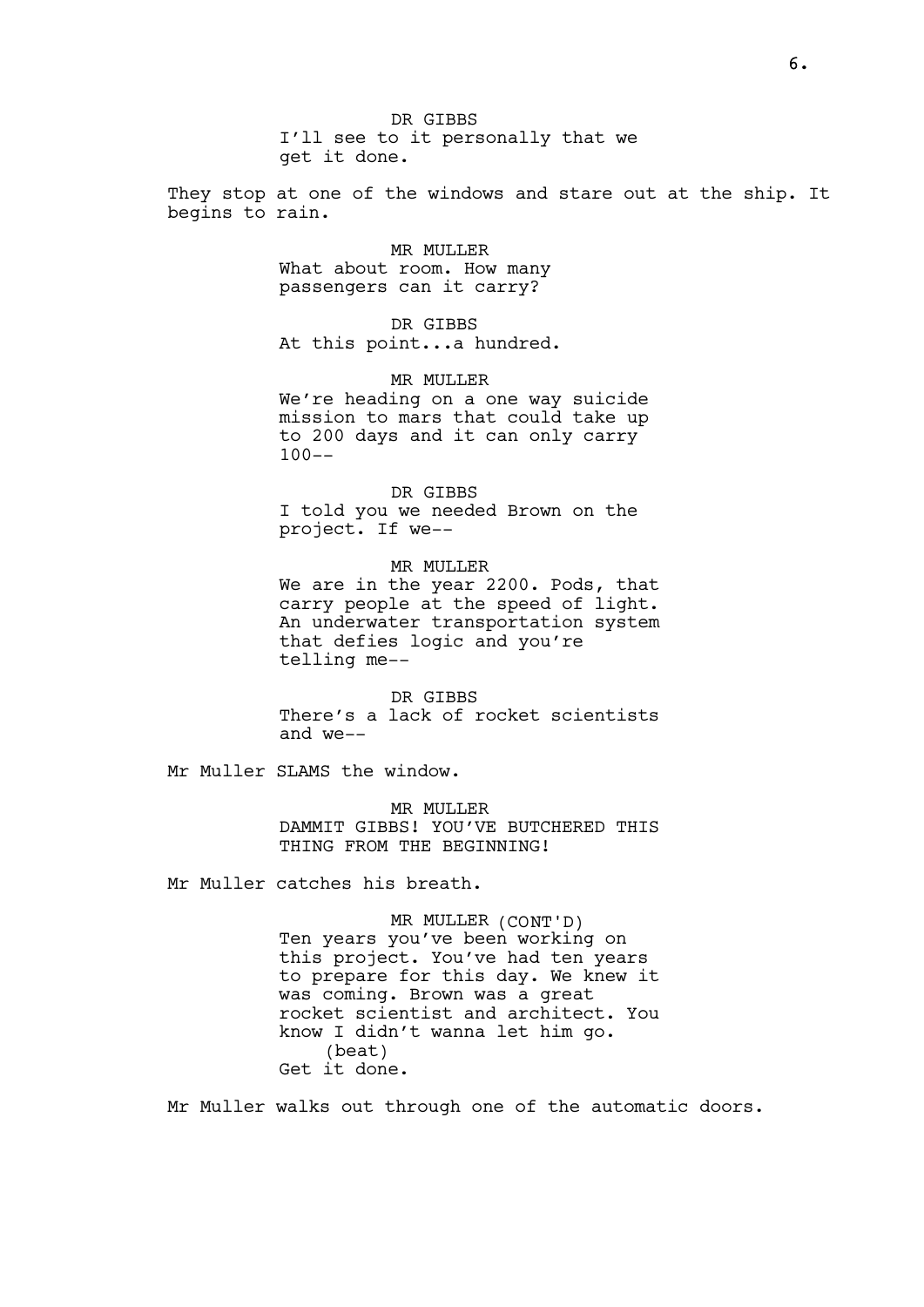DR GIBBS
I'll see to it personally that we get it done.

They stop at one of the windows and stare out at the ship. It begins to rain.

MR MULLER
What about room. How many passengers can it carry?

DR GIBBS
At this point...a hundred.

MR MULLER
We're heading on a one way suicide mission to mars that could take up to 200 days and it can only carry 100--

DR GIBBS
I told you we needed Brown on the project. If we--

MR MULLER
We are in the year 2200. Pods, that carry people at the speed of light. An underwater transportation system that defies logic and you're telling me--

DR GIBBS
There's a lack of rocket scientists and we--

Mr Muller SLAMS the window.

MR MULLER
DAMMIT GIBBS! YOU'VE BUTCHERED THIS THING FROM THE BEGINNING!

Mr Muller catches his breath.

MR MULLER (CONT'D)
Ten years you've been working on this project. You've had ten years to prepare for this day. We knew it was coming. Brown was a great rocket scientist and architect. You know I didn't wanna let him go.
(beat)
Get it done.

Mr Muller walks out through one of the automatic doors.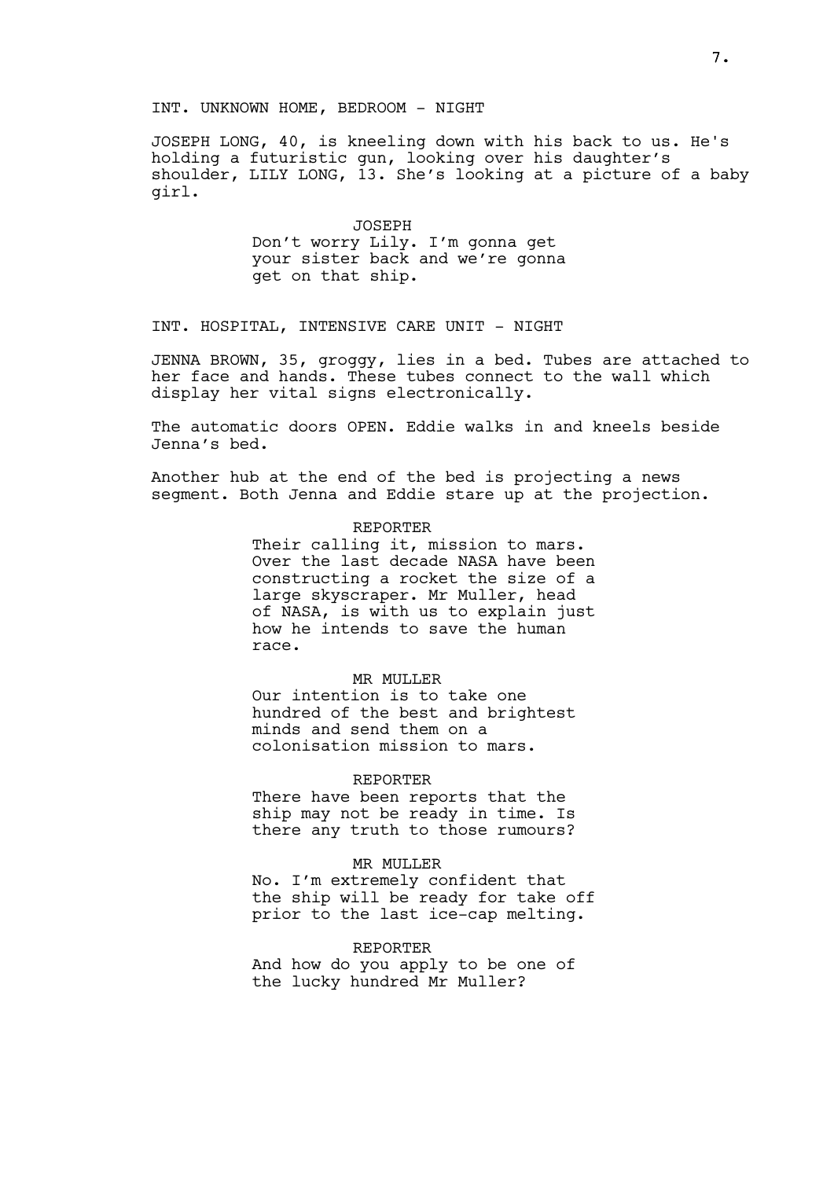INT. UNKNOWN HOME, BEDROOM - NIGHT

JOSEPH LONG, 40, is kneeling down with his back to us. He's holding a futuristic gun, looking over his daughter's shoulder, LILY LONG, 13. She's looking at a picture of a baby girl.

JOSEPH
Don't worry Lily. I'm gonna get your sister back and we're gonna get on that ship.

INT. HOSPITAL, INTENSIVE CARE UNIT - NIGHT

JENNA BROWN, 35, groggy, lies in a bed. Tubes are attached to her face and hands. These tubes connect to the wall which display her vital signs electronically.

The automatic doors OPEN. Eddie walks in and kneels beside Jenna's bed.

Another hub at the end of the bed is projecting a news segment. Both Jenna and Eddie stare up at the projection.

REPORTER
Their calling it, mission to mars. Over the last decade NASA have been constructing a rocket the size of a large skyscraper. Mr Muller, head of NASA, is with us to explain just how he intends to save the human race.

MR MULLER
Our intention is to take one hundred of the best and brightest minds and send them on a colonisation mission to mars.

REPORTER
There have been reports that the ship may not be ready in time. Is there any truth to those rumours?

MR MULLER
No. I'm extremely confident that the ship will be ready for take off prior to the last ice-cap melting.

REPORTER
And how do you apply to be one of the lucky hundred Mr Muller?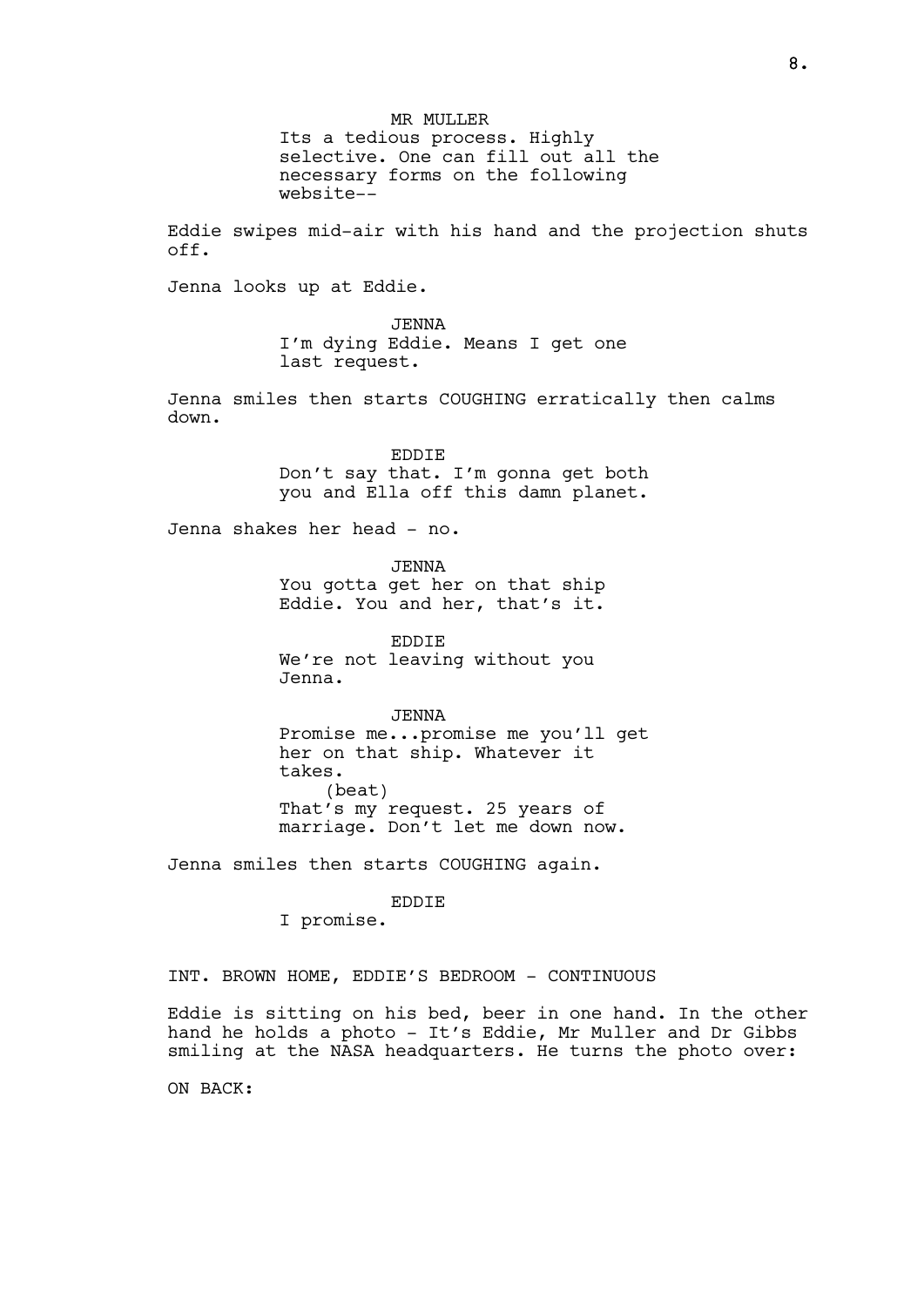MR MULLER
Its a tedious process. Highly selective. One can fill out all the necessary forms on the following website--

Eddie swipes mid-air with his hand and the projection shuts off.

Jenna looks up at Eddie.

JENNA
I'm dying Eddie. Means I get one last request.

Jenna smiles then starts COUGHING erratically then calms down.

EDDIE
Don't say that. I'm gonna get both you and Ella off this damn planet.

Jenna shakes her head - no.

JENNA
You gotta get her on that ship Eddie. You and her, that's it.

EDDIE
We're not leaving without you Jenna.

JENNA
Promise me...promise me you'll get her on that ship. Whatever it takes.
(beat)
That's my request. 25 years of marriage. Don't let me down now.

Jenna smiles then starts COUGHING again.

EDDIE
I promise.

INT. BROWN HOME, EDDIE'S BEDROOM - CONTINUOUS

Eddie is sitting on his bed, beer in one hand. In the other hand he holds a photo - It's Eddie, Mr Muller and Dr Gibbs smiling at the NASA headquarters. He turns the photo over:

ON BACK: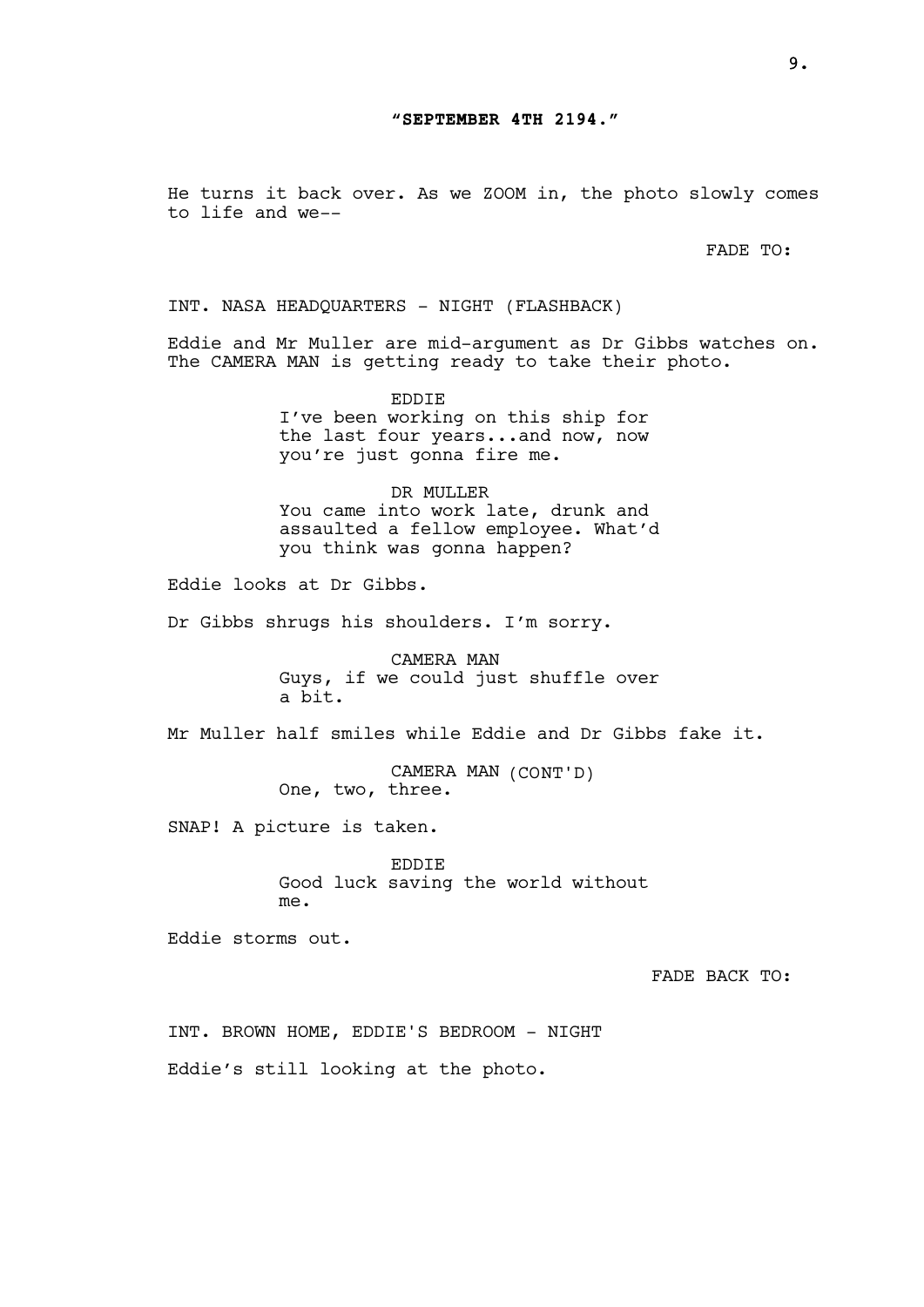**"SEPTEMBER 4TH 2194."**

He turns it back over. As we ZOOM in, the photo slowly comes to life and we--

FADE TO:

INT. NASA HEADQUARTERS - NIGHT (FLASHBACK)

Eddie and Mr Muller are mid-argument as Dr Gibbs watches on. The CAMERA MAN is getting ready to take their photo.

EDDIE
I've been working on this ship for the last four years...and now, now you're just gonna fire me.

DR MULLER
You came into work late, drunk and assaulted a fellow employee. What'd you think was gonna happen?

Eddie looks at Dr Gibbs.

Dr Gibbs shrugs his shoulders. I'm sorry.

CAMERA MAN
Guys, if we could just shuffle over a bit.

Mr Muller half smiles while Eddie and Dr Gibbs fake it.

CAMERA MAN (CONT'D)
One, two, three.

SNAP! A picture is taken.

EDDIE
Good luck saving the world without me.

Eddie storms out.

FADE BACK TO:

INT. BROWN HOME, EDDIE'S BEDROOM - NIGHT

Eddie's still looking at the photo.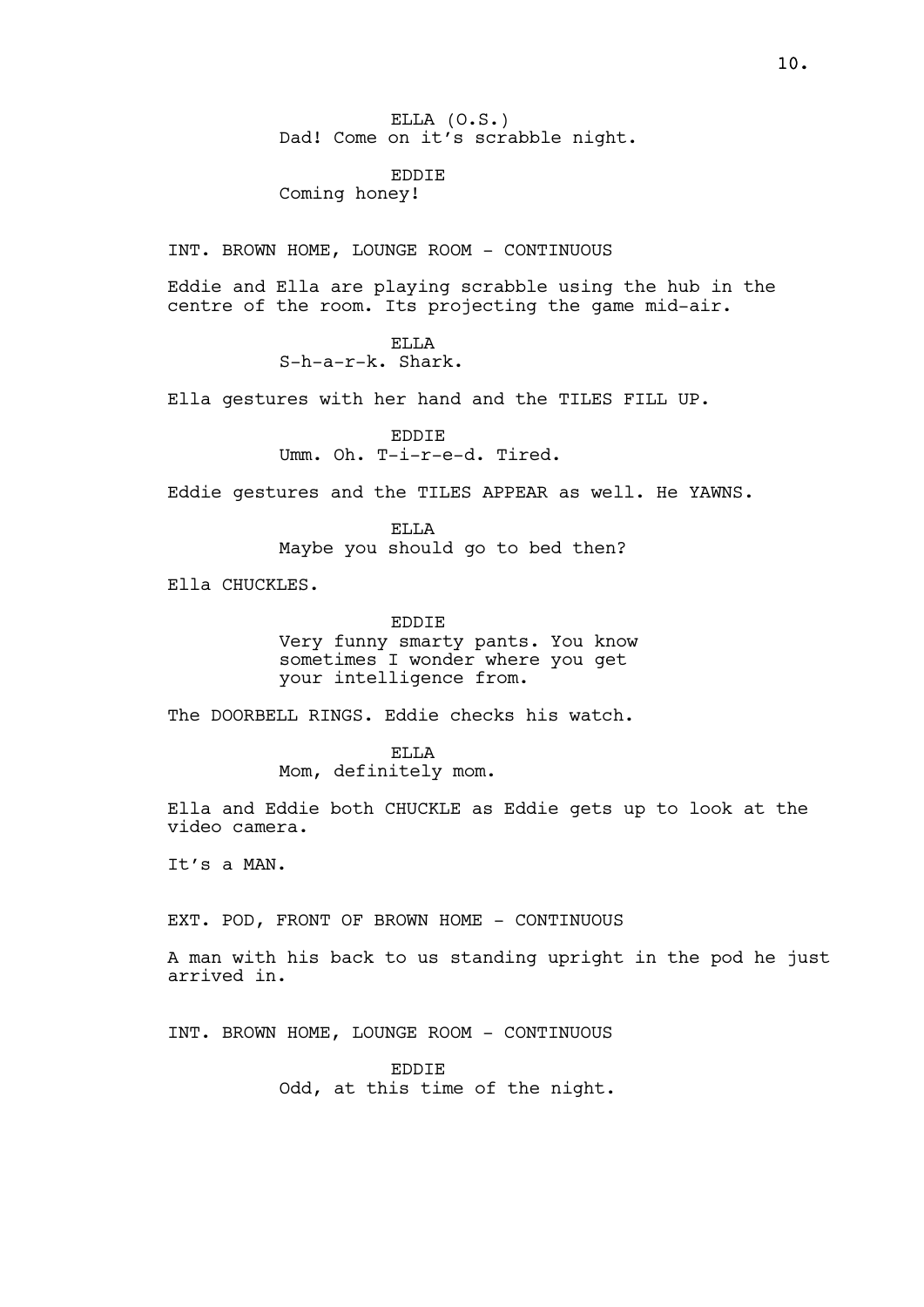ELLA (O.S.)
Dad! Come on it's scrabble night.

EDDIE
Coming honey!

INT. BROWN HOME, LOUNGE ROOM - CONTINUOUS

Eddie and Ella are playing scrabble using the hub in the centre of the room. Its projecting the game mid-air.

ELLA
S-h-a-r-k. Shark.

Ella gestures with her hand and the TILES FILL UP.

EDDIE
Umm. Oh. T-i-r-e-d. Tired.

Eddie gestures and the TILES APPEAR as well. He YAWNS.

ELLA
Maybe you should go to bed then?

Ella CHUCKLES.

EDDIE
Very funny smarty pants. You know sometimes I wonder where you get your intelligence from.

The DOORBELL RINGS. Eddie checks his watch.

ELLA
Mom, definitely mom.

Ella and Eddie both CHUCKLE as Eddie gets up to look at the video camera.

It's a MAN.

EXT. POD, FRONT OF BROWN HOME - CONTINUOUS

A man with his back to us standing upright in the pod he just arrived in.

INT. BROWN HOME, LOUNGE ROOM - CONTINUOUS

EDDIE
Odd, at this time of the night.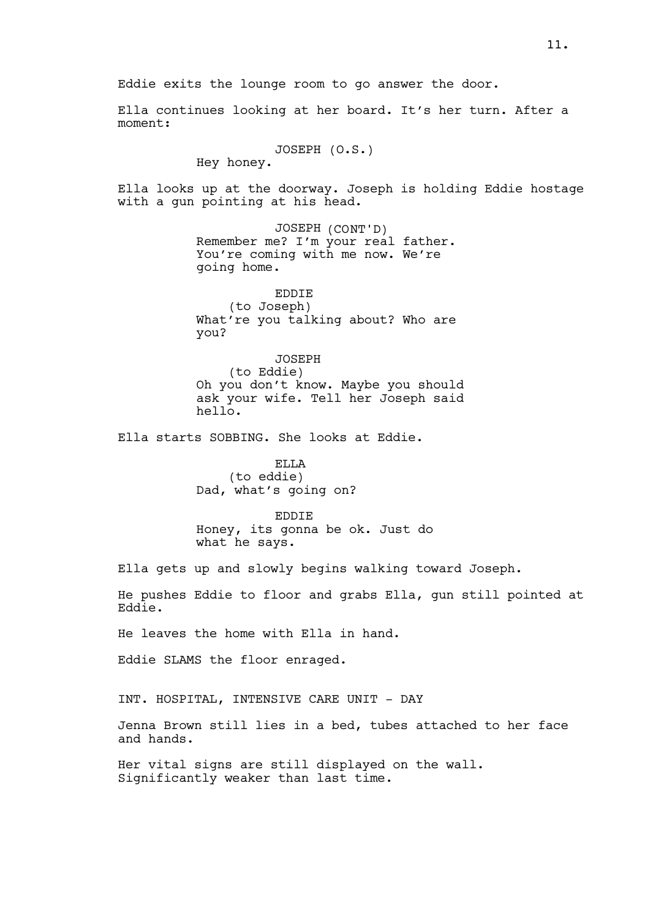Eddie exits the lounge room to go answer the door.

Ella continues looking at her board. It's her turn. After a moment:

JOSEPH (O.S.)
Hey honey.

Ella looks up at the doorway. Joseph is holding Eddie hostage with a gun pointing at his head.

JOSEPH (CONT'D)
Remember me? I'm your real father. You're coming with me now. We're going home.

EDDIE
(to Joseph)
What're you talking about? Who are you?

JOSEPH
(to Eddie)
Oh you don't know. Maybe you should ask your wife. Tell her Joseph said hello.

Ella starts SOBBING. She looks at Eddie.

ELLA
(to eddie)
Dad, what's going on?

EDDIE
Honey, its gonna be ok. Just do what he says.

Ella gets up and slowly begins walking toward Joseph.

He pushes Eddie to floor and grabs Ella, gun still pointed at Eddie.

He leaves the home with Ella in hand.

Eddie SLAMS the floor enraged.

INT. HOSPITAL, INTENSIVE CARE UNIT - DAY

Jenna Brown still lies in a bed, tubes attached to her face and hands.

Her vital signs are still displayed on the wall. Significantly weaker than last time.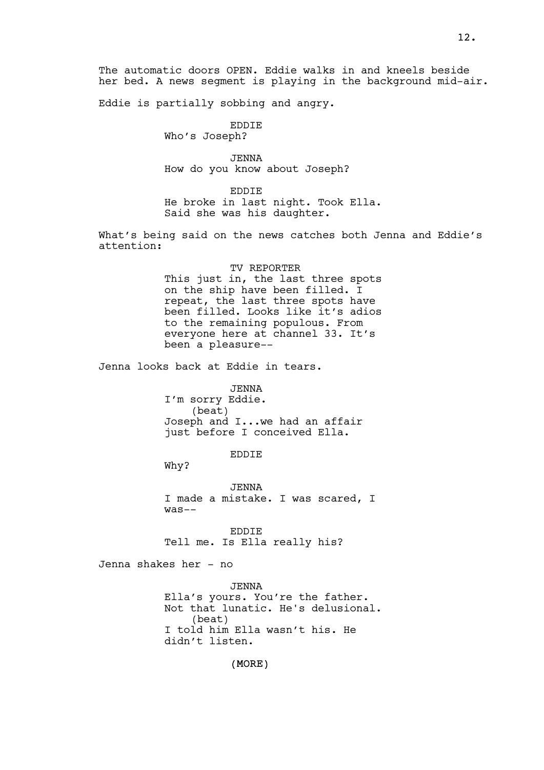The automatic doors OPEN. Eddie walks in and kneels beside her bed. A news segment is playing in the background mid-air.

Eddie is partially sobbing and angry.

EDDIE
Who's Joseph?

JENNA
How do you know about Joseph?

EDDIE
He broke in last night. Took Ella. Said she was his daughter.

What's being said on the news catches both Jenna and Eddie's attention:

TV REPORTER
This just in, the last three spots on the ship have been filled. I repeat, the last three spots have been filled. Looks like it's adios to the remaining populous. From everyone here at channel 33. It's been a pleasure--

Jenna looks back at Eddie in tears.

JENNA
I'm sorry Eddie.
(beat)
Joseph and I...we had an affair just before I conceived Ella.

EDDIE
Why?

JENNA
I made a mistake. I was scared, I was--

EDDIE
Tell me. Is Ella really his?

Jenna shakes her - no

JENNA
Ella's yours. You're the father. Not that lunatic. He's delusional.
(beat)
I told him Ella wasn't his. He didn't listen.

(MORE)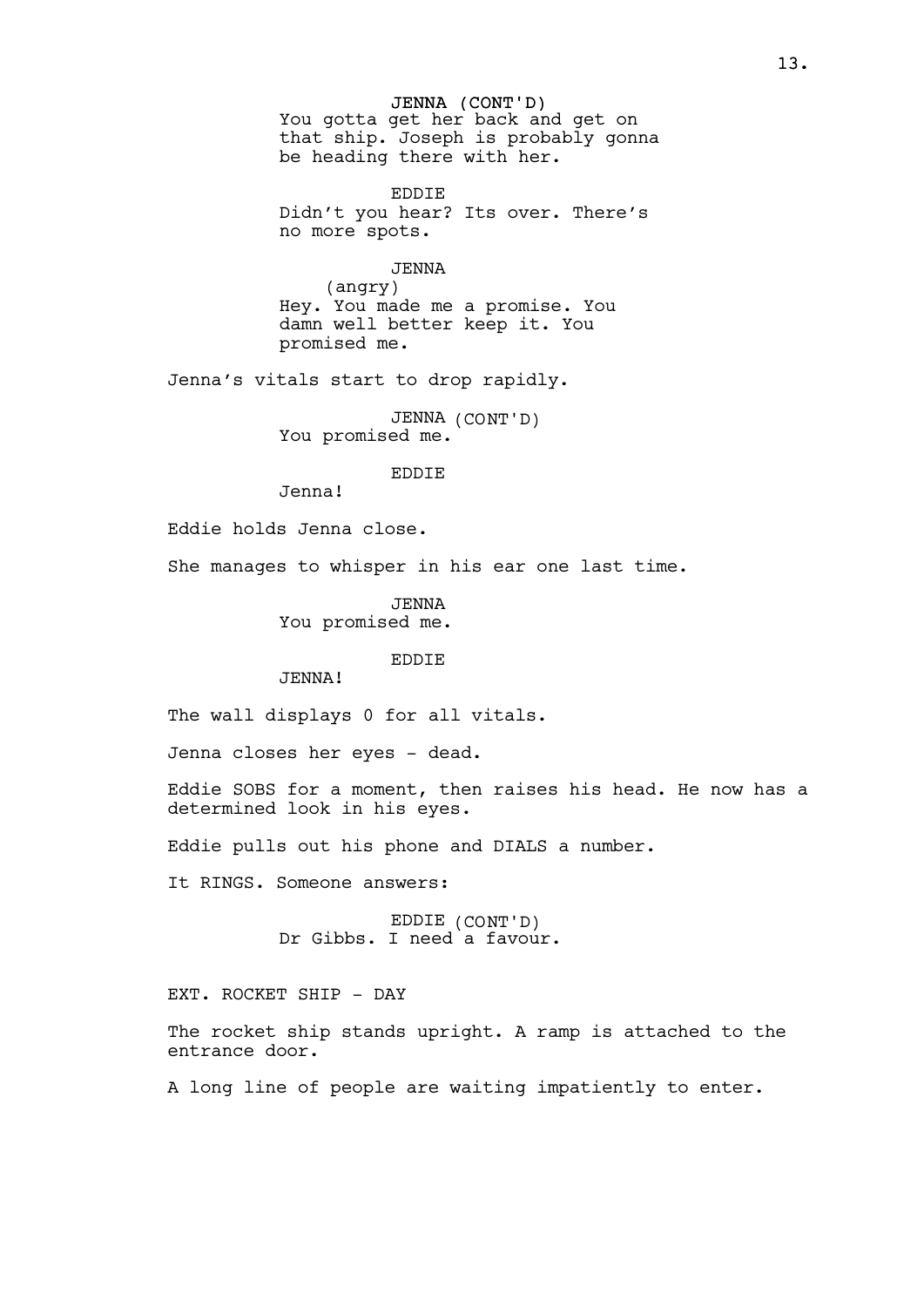JENNA (CONT'D)
You gotta get her back and get on that ship. Joseph is probably gonna be heading there with her.

EDDIE
Didn't you hear? Its over. There's no more spots.

JENNA
(angry)
Hey. You made me a promise. You damn well better keep it. You promised me.

Jenna's vitals start to drop rapidly.

JENNA (CONT'D)
You promised me.

EDDIE
Jenna!

Eddie holds Jenna close.

She manages to whisper in his ear one last time.

JENNA
You promised me.

EDDIE
JENNA!

The wall displays 0 for all vitals.

Jenna closes her eyes - dead.

Eddie SOBS for a moment, then raises his head. He now has a determined look in his eyes.

Eddie pulls out his phone and DIALS a number.

It RINGS. Someone answers:

EDDIE (CONT'D)
Dr Gibbs. I need a favour.

EXT. ROCKET SHIP - DAY

The rocket ship stands upright. A ramp is attached to the entrance door.

A long line of people are waiting impatiently to enter.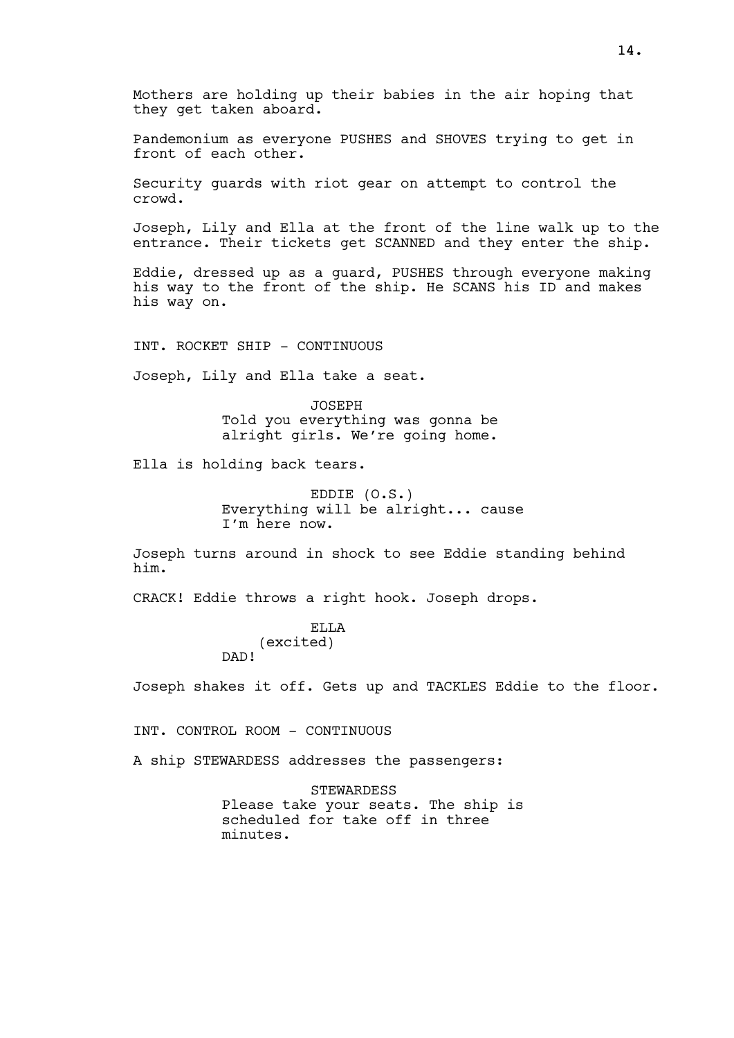Mothers are holding up their babies in the air hoping that they get taken aboard.

Pandemonium as everyone PUSHES and SHOVES trying to get in front of each other.

Security guards with riot gear on attempt to control the crowd.

Joseph, Lily and Ella at the front of the line walk up to the entrance. Their tickets get SCANNED and they enter the ship.

Eddie, dressed up as a guard, PUSHES through everyone making his way to the front of the ship. He SCANS his ID and makes his way on.

INT. ROCKET SHIP - CONTINUOUS

Joseph, Lily and Ella take a seat.

JOSEPH
Told you everything was gonna be alright girls. We're going home.

Ella is holding back tears.

EDDIE (O.S.)
Everything will be alright... cause I'm here now.

Joseph turns around in shock to see Eddie standing behind him.

CRACK! Eddie throws a right hook. Joseph drops.

ELLA
(excited)
DAD!

Joseph shakes it off. Gets up and TACKLES Eddie to the floor.

INT. CONTROL ROOM - CONTINUOUS

A ship STEWARDESS addresses the passengers:

STEWARDESS
Please take your seats. The ship is scheduled for take off in three minutes.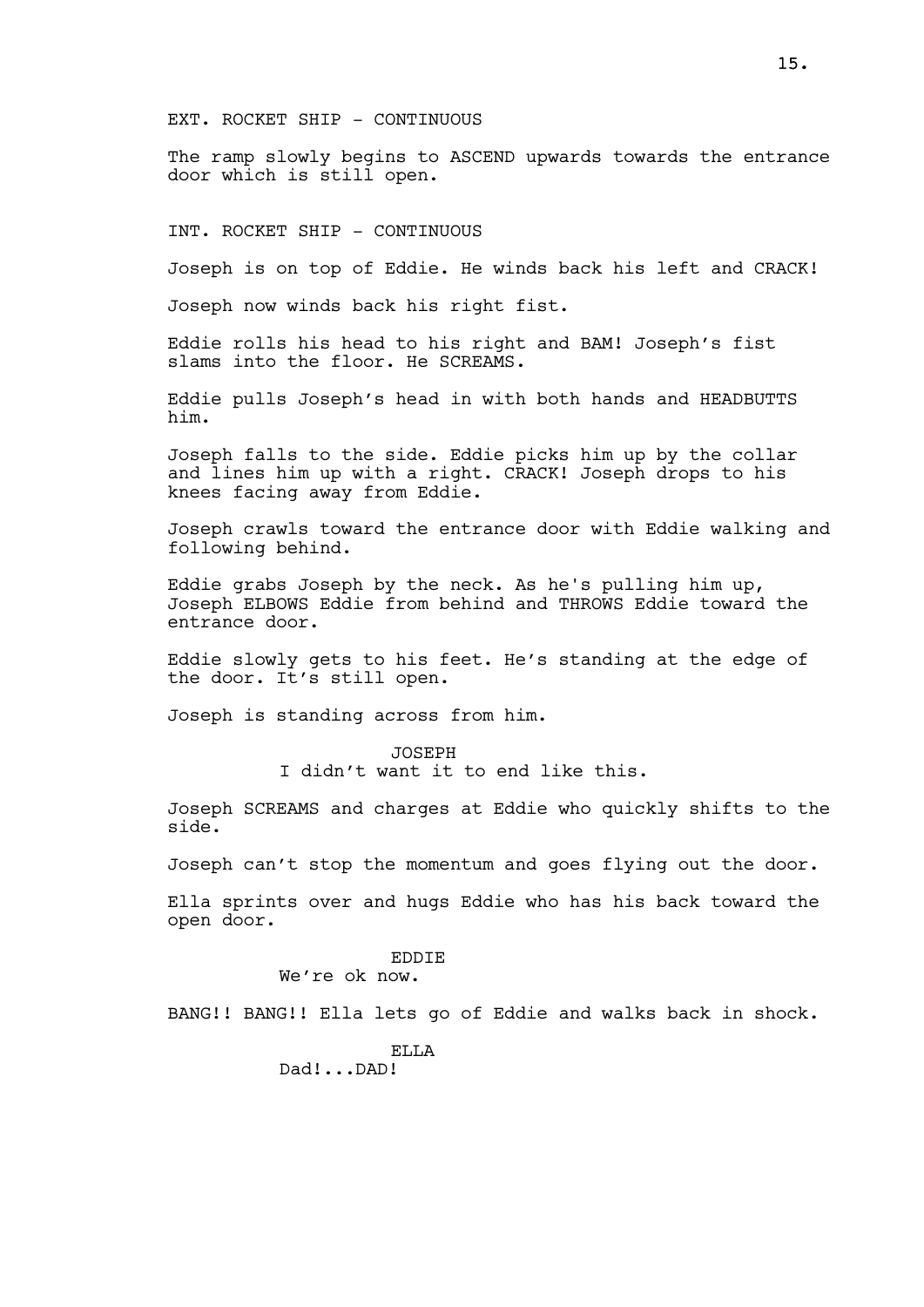EXT. ROCKET SHIP - CONTINUOUS

The ramp slowly begins to ASCEND upwards towards the entrance door which is still open.

INT. ROCKET SHIP - CONTINUOUS

Joseph is on top of Eddie. He winds back his left and CRACK!

Joseph now winds back his right fist.

Eddie rolls his head to his right and BAM! Joseph's fist slams into the floor. He SCREAMS.

Eddie pulls Joseph's head in with both hands and HEADBUTTS him.

Joseph falls to the side. Eddie picks him up by the collar and lines him up with a right. CRACK! Joseph drops to his knees facing away from Eddie.

Joseph crawls toward the entrance door with Eddie walking and following behind.

Eddie grabs Joseph by the neck. As he's pulling him up, Joseph ELBOWS Eddie from behind and THROWS Eddie toward the entrance door.

Eddie slowly gets to his feet. He's standing at the edge of the door. It's still open.

Joseph is standing across from him.

JOSEPH
I didn't want it to end like this.

Joseph SCREAMS and charges at Eddie who quickly shifts to the side.

Joseph can't stop the momentum and goes flying out the door.

Ella sprints over and hugs Eddie who has his back toward the open door.

EDDIE
We're ok now.

BANG!! BANG!! Ella lets go of Eddie and walks back in shock.

ELLA
Dad!...DAD!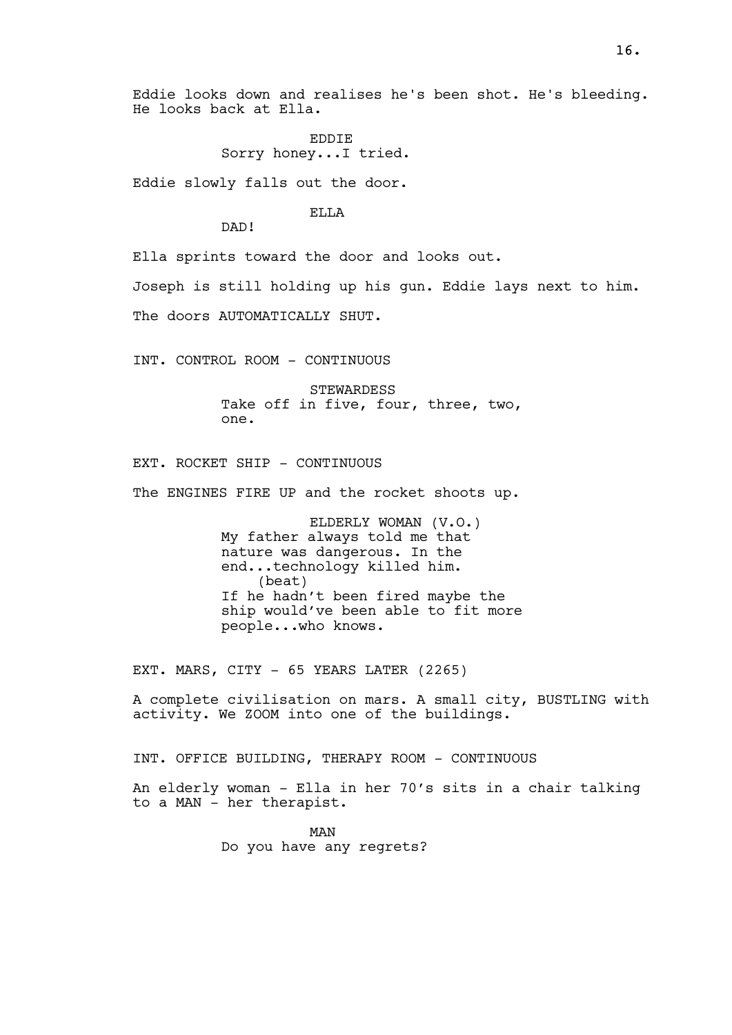Eddie looks down and realises he's been shot. He's bleeding. He looks back at Ella.

EDDIE
Sorry honey...I tried.

Eddie slowly falls out the door.

ELLA
DAD!

Ella sprints toward the door and looks out.

Joseph is still holding up his gun. Eddie lays next to him.

The doors AUTOMATICALLY SHUT.

INT. CONTROL ROOM - CONTINUOUS

STEWARDESS
Take off in five, four, three, two, one.

EXT. ROCKET SHIP - CONTINUOUS

The ENGINES FIRE UP and the rocket shoots up.

ELDERLY WOMAN (V.O.)
My father always told me that nature was dangerous. In the end...technology killed him.
(beat)
If he hadn't been fired maybe the ship would've been able to fit more people...who knows.

EXT. MARS, CITY - 65 YEARS LATER (2265)

A complete civilisation on mars. A small city, BUSTLING with activity. We ZOOM into one of the buildings.

INT. OFFICE BUILDING, THERAPY ROOM - CONTINUOUS

An elderly woman - Ella in her 70's sits in a chair talking to a MAN - her therapist.

MAN
Do you have any regrets?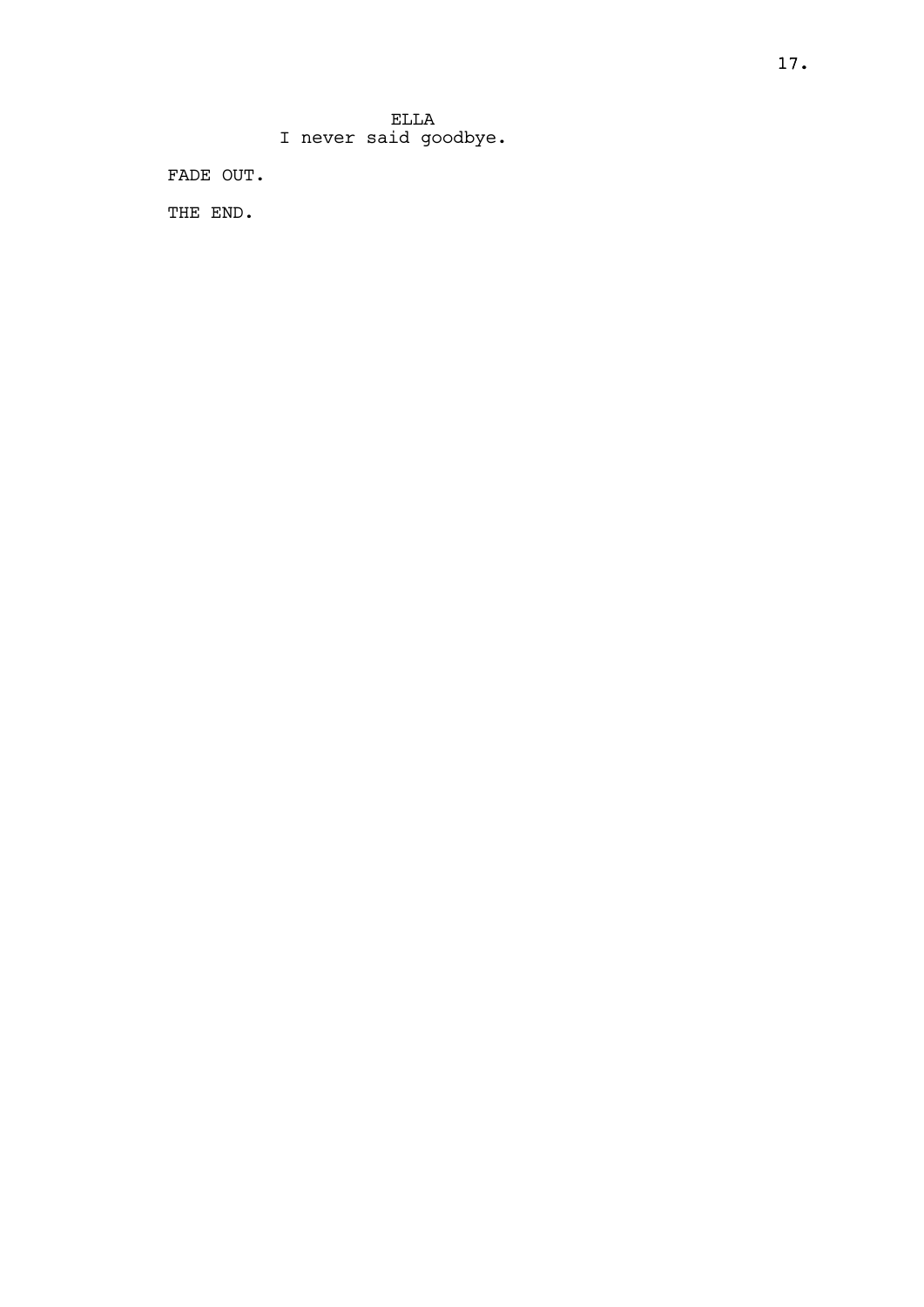ELLA
I never said goodbye.

FADE OUT.

THE END.